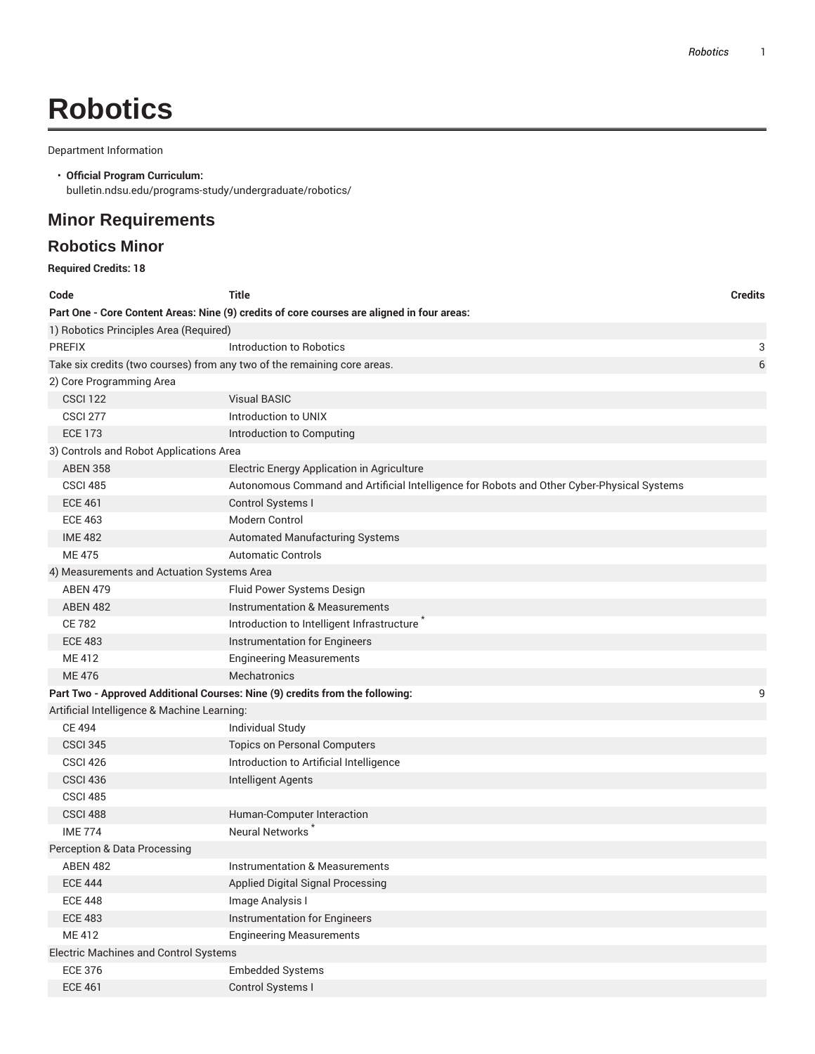# Robotics

Department Information

- **Official Program Curriculum:** bulletin.ndsu.edu/programs-study/undergraduate/robotics/

## Minor Requirements

### Robotics Minor

**Required Credits: 18**

| Code | Title | Credits |
|---|---|---|
| **Part One - Core Content Areas: Nine (9) credits of core courses are aligned in four areas:** | | |
| 1) Robotics Principles Area (Required) | | |
| PREFIX | Introduction to Robotics | 3 |
| Take six credits (two courses) from any two of the remaining core areas. | | 6 |
| 2) Core Programming Area | | |
| CSCI 122 | Visual BASIC | |
| CSCI 277 | Introduction to UNIX | |
| ECE 173 | Introduction to Computing | |
| 3) Controls and Robot Applications Area | | |
| ABEN 358 | Electric Energy Application in Agriculture | |
| CSCI 485 | Autonomous Command and Artificial Intelligence for Robots and Other Cyber-Physical Systems | |
| ECE 461 | Control Systems I | |
| ECE 463 | Modern Control | |
| IME 482 | Automated Manufacturing Systems | |
| ME 475 | Automatic Controls | |
| 4) Measurements and Actuation Systems Area | | |
| ABEN 479 | Fluid Power Systems Design | |
| ABEN 482 | Instrumentation & Measurements | |
| CE 782 | Introduction to Intelligent Infrastructure * | |
| ECE 483 | Instrumentation for Engineers | |
| ME 412 | Engineering Measurements | |
| ME 476 | Mechatronics | |
| **Part Two - Approved Additional Courses: Nine (9) credits from the following:** | | 9 |
| Artificial Intelligence & Machine Learning: | | |
| CE 494 | Individual Study | |
| CSCI 345 | Topics on Personal Computers | |
| CSCI 426 | Introduction to Artificial Intelligence | |
| CSCI 436 | Intelligent Agents | |
| CSCI 485 | | |
| CSCI 488 | Human-Computer Interaction | |
| IME 774 | Neural Networks * | |
| Perception & Data Processing | | |
| ABEN 482 | Instrumentation & Measurements | |
| ECE 444 | Applied Digital Signal Processing | |
| ECE 448 | Image Analysis I | |
| ECE 483 | Instrumentation for Engineers | |
| ME 412 | Engineering Measurements | |
| Electric Machines and Control Systems | | |
| ECE 376 | Embedded Systems | |
| ECE 461 | Control Systems I | |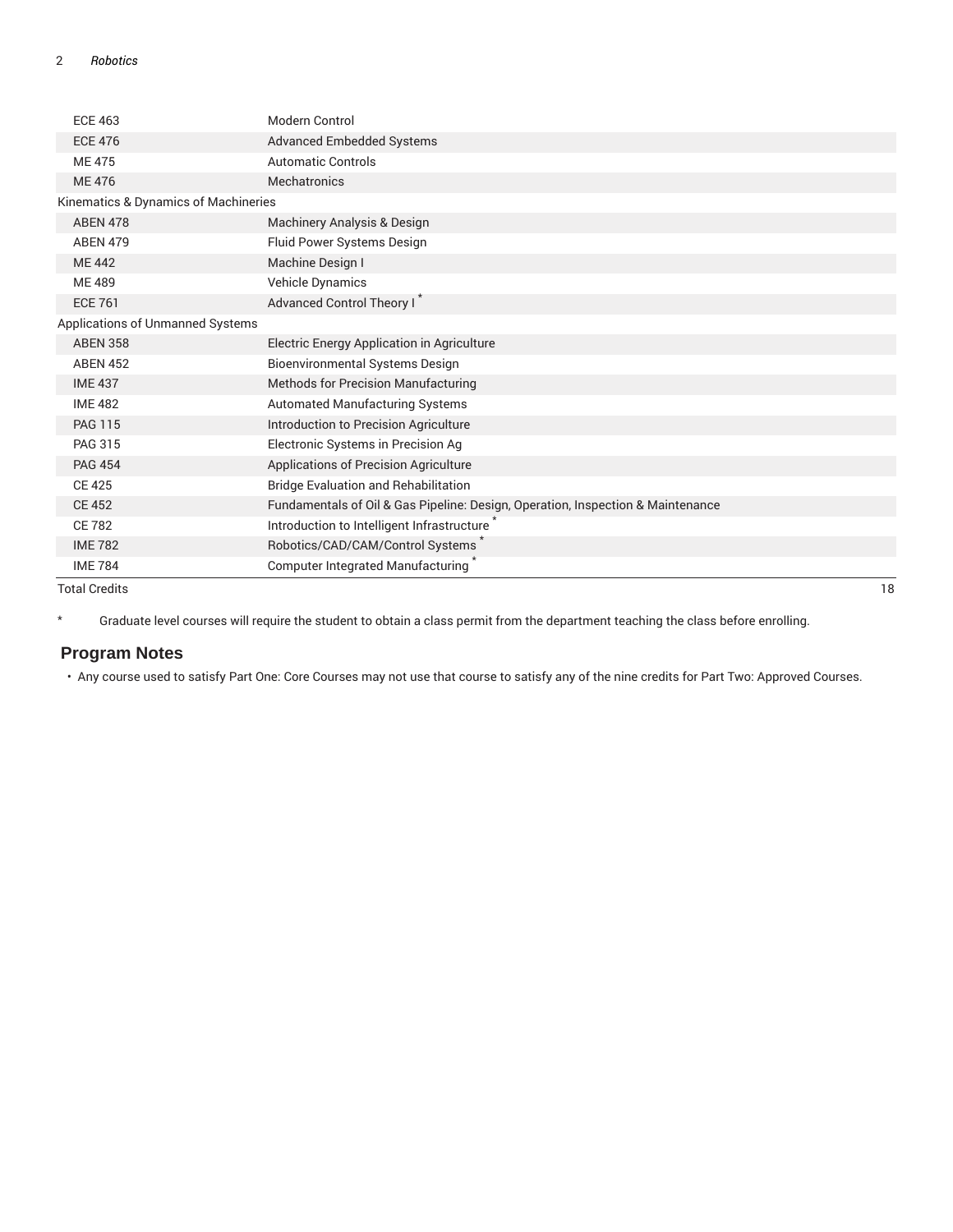| | | |
|---|---|---|
| ECE 463 | Modern Control | |
| ECE 476 | Advanced Embedded Systems | |
| ME 475 | Automatic Controls | |
| ME 476 | Mechatronics | |
| Kinematics & Dynamics of Machineries | | |
| ABEN 478 | Machinery Analysis & Design | |
| ABEN 479 | Fluid Power Systems Design | |
| ME 442 | Machine Design I | |
| ME 489 | Vehicle Dynamics | |
| ECE 761 | Advanced Control Theory I * | |
| Applications of Unmanned Systems | | |
| ABEN 358 | Electric Energy Application in Agriculture | |
| ABEN 452 | Bioenvironmental Systems Design | |
| IME 437 | Methods for Precision Manufacturing | |
| IME 482 | Automated Manufacturing Systems | |
| PAG 115 | Introduction to Precision Agriculture | |
| PAG 315 | Electronic Systems in Precision Ag | |
| PAG 454 | Applications of Precision Agriculture | |
| CE 425 | Bridge Evaluation and Rehabilitation | |
| CE 452 | Fundamentals of Oil & Gas Pipeline: Design, Operation, Inspection & Maintenance | |
| CE 782 | Introduction to Intelligent Infrastructure * | |
| IME 782 | Robotics/CAD/CAM/Control Systems * | |
| IME 784 | Computer Integrated Manufacturing * | |
| Total Credits | | 18 |

\* Graduate level courses will require the student to obtain a class permit from the department teaching the class before enrolling.

## Program Notes

- Any course used to satisfy Part One: Core Courses may not use that course to satisfy any of the nine credits for Part Two: Approved Courses.